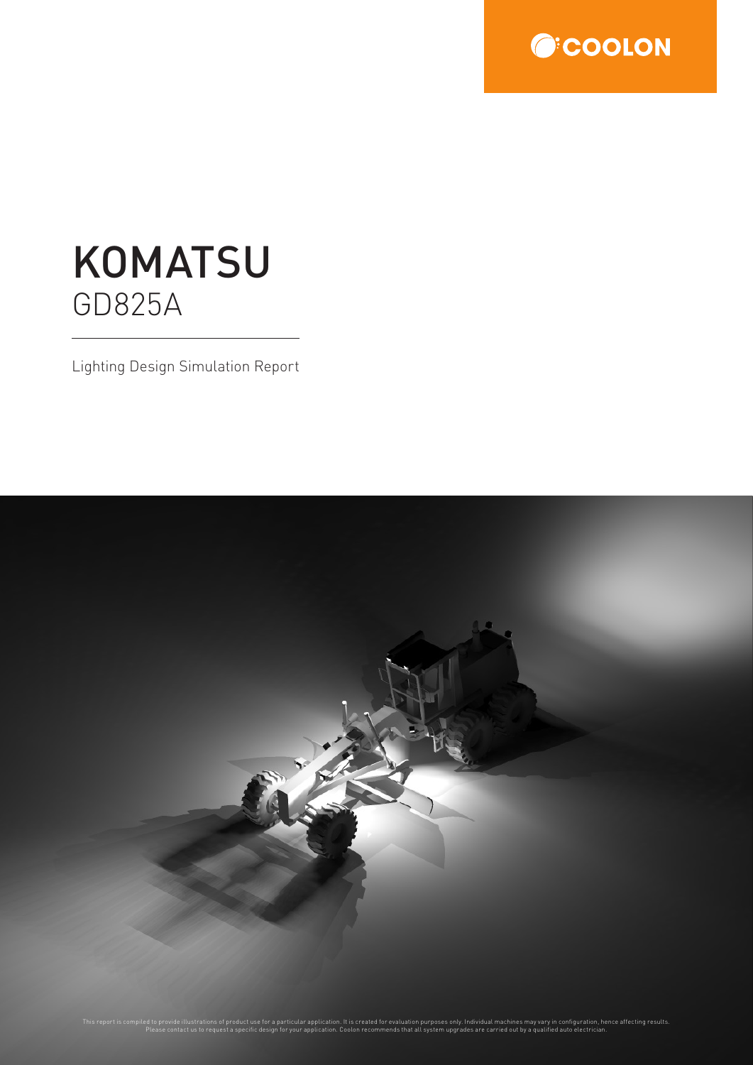COOLON

# KOMATSU
## GD825A

Lighting Design Simulation Report

This report is compiled to provide illustrations of product use for a particular application. It is created for evaluation purposes only. Individual machines may vary in configuration, hence affecting results. Please contact us to request a specific design for your application. Coolon recommends that all system upgrades are carried out by a qualified auto electrician.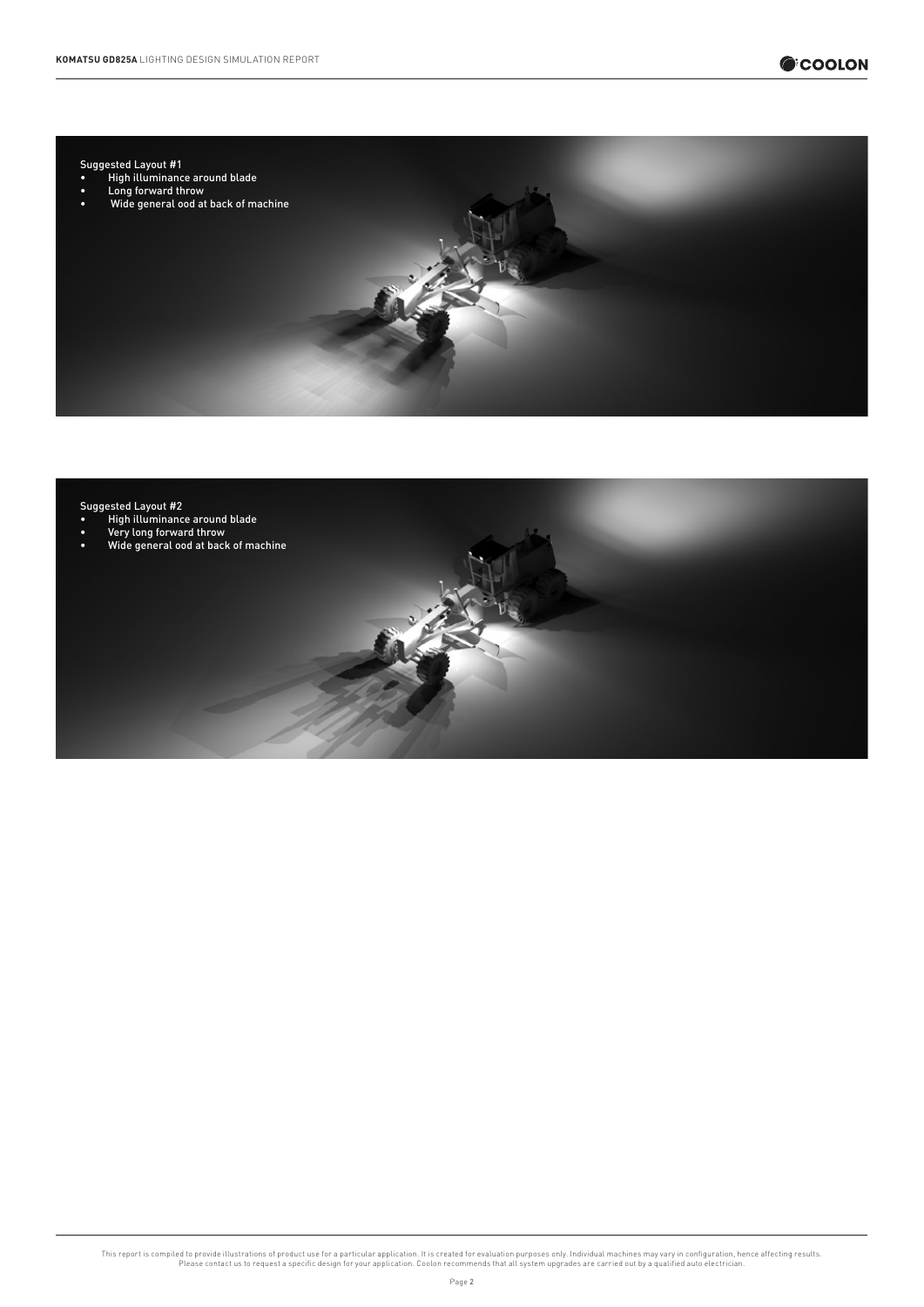Suggested Layout #1

- High illuminance around blade
- Long forward throw
- Wide general ood at back of machine

Suggested Layout #2

- High illuminance around blade
- Very long forward throw
- Wide general ood at back of machine

This report is compiled to provide illustrations of product use for a particular application. It is created for evaluation purposes only. Individual machines may vary in configuration, hence affecting results. Please contact us to request a specific design for your application. Coolon recommends that all system upgrades are carried out by a qualified auto electrician.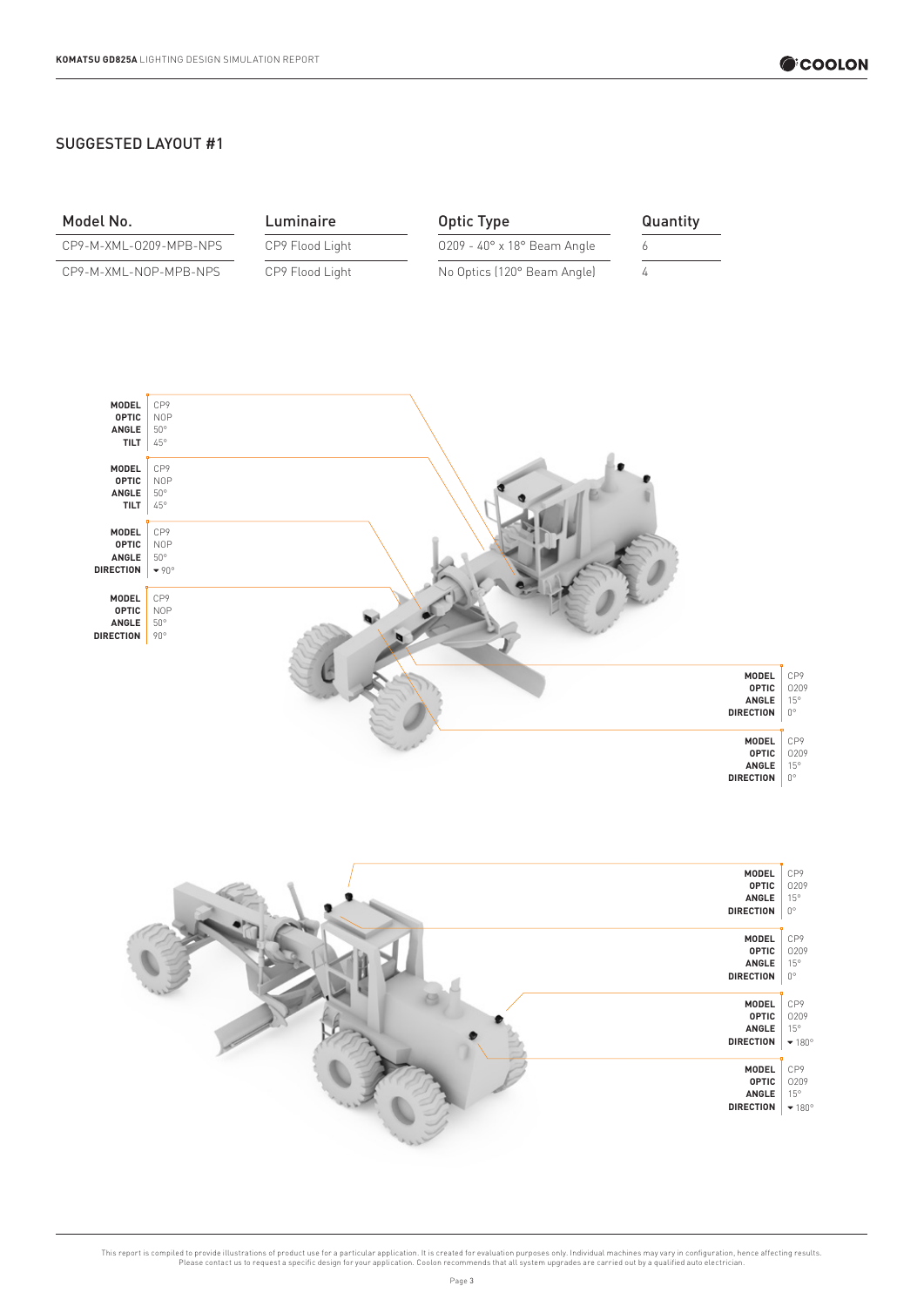## SUGGESTED LAYOUT #1

| Model No. | Luminaire | Optic Type | Quantity |
| --- | --- | --- | --- |
| CP9-M-XML-0209-MPB-NPS | CP9 Flood Light | 0209 - 40° x 18° Beam Angle | 6 |
| CP9-M-XML-NOP-MPB-NPS | CP9 Flood Light | No Optics (120° Beam Angle) | 4 |

**MODEL** CP9
**OPTIC** NOP
**ANGLE** 50°
**TILT** 45°

**MODEL** CP9
**OPTIC** NOP
**ANGLE** 50°
**TILT** 45°

**MODEL** CP9
**OPTIC** NOP
**ANGLE** 50°
**DIRECTION** ▾ 90°

**MODEL** CP9
**OPTIC** NOP
**ANGLE** 50°
**DIRECTION** 90°

**MODEL** CP9
**OPTIC** 0209
**ANGLE** 15°
**DIRECTION** 0°

**MODEL** CP9
**OPTIC** 0209
**ANGLE** 15°
**DIRECTION** 0°

**MODEL** CP9
**OPTIC** 0209
**ANGLE** 15°
**DIRECTION** 0°

**MODEL** CP9
**OPTIC** 0209
**ANGLE** 15°
**DIRECTION** 0°

**MODEL** CP9
**OPTIC** 0209
**ANGLE** 15°
**DIRECTION** ▾ 180°

**MODEL** CP9
**OPTIC** 0209
**ANGLE** 15°
**DIRECTION** ▾ 180°

This report is compiled to provide illustrations of product use for a particular application. It is created for evaluation purposes only. Individual machines may vary in configuration, hence affecting results. Please contact us to request a specific design for your application. Coolon recommends that all system upgrades are carried out by a qualified auto electrician.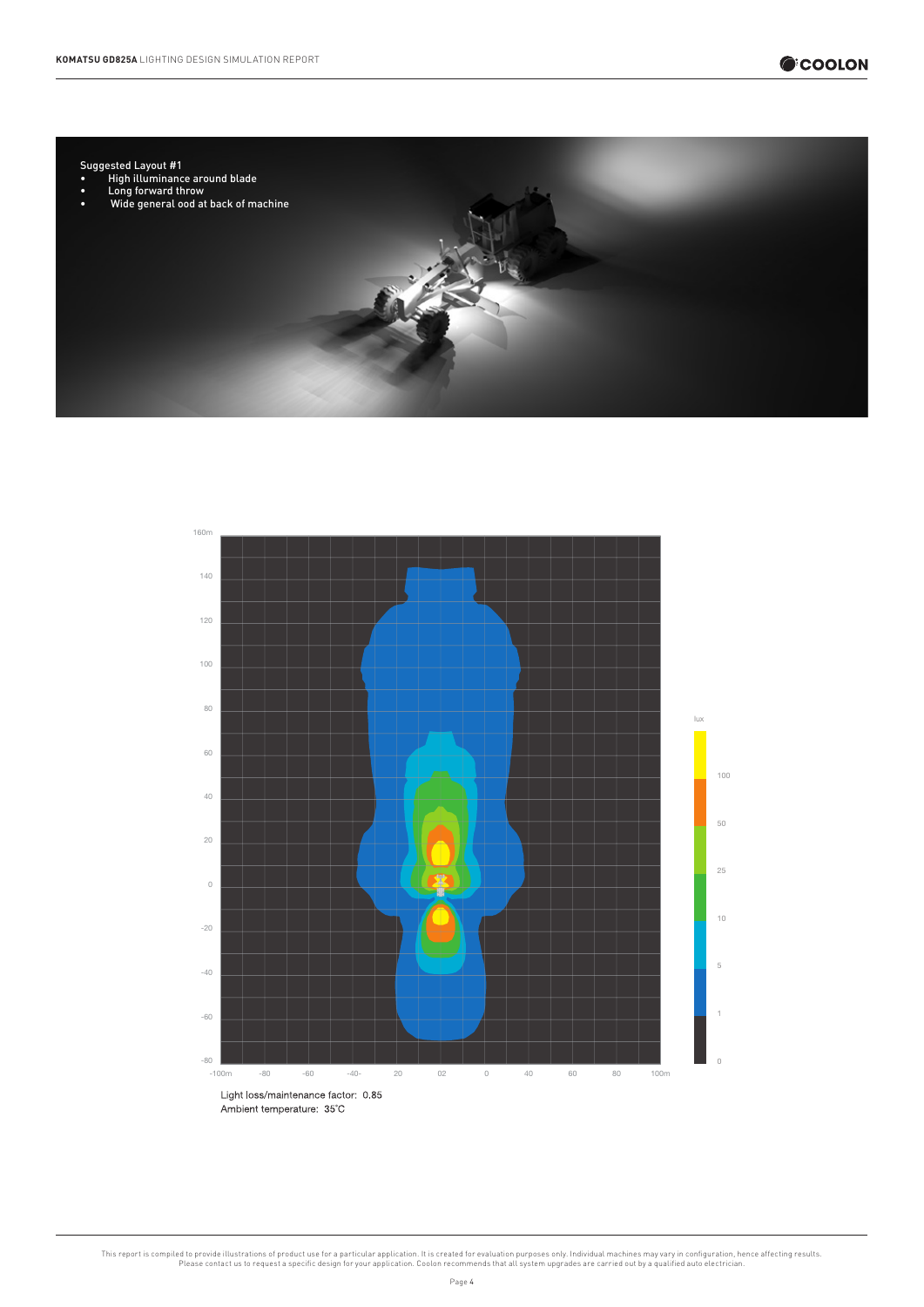Suggested Layout #1

- High illuminance around blade
- Long forward throw
- Wide general ood at back of machine

Light loss/maintenance factor: 0.85
Ambient temperature: 35˚C

This report is compiled to provide illustrations of product use for a particular application. It is created for evaluation purposes only. Individual machines may vary in configuration, hence affecting results. Please contact us to request a specific design for your application. Coolon recommends that all system upgrades are carried out by a qualified auto electrician.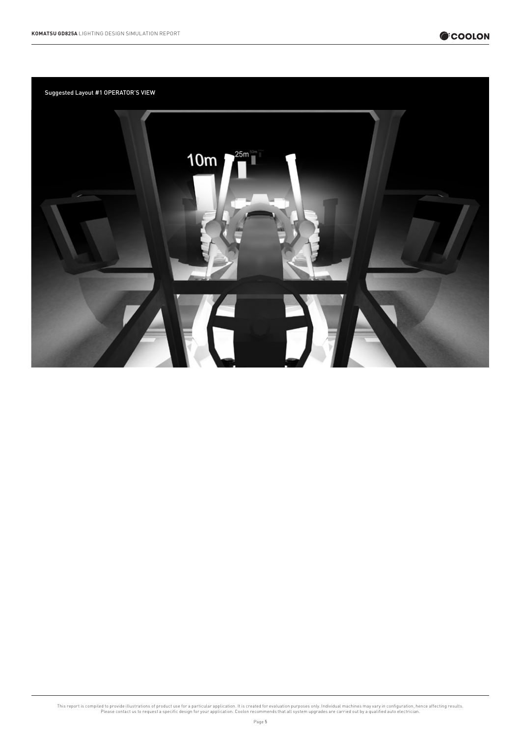Suggested Layout #1 OPERATOR'S VIEW

This report is compiled to provide illustrations of product use for a particular application. It is created for evaluation purposes only. Individual machines may vary in configuration, hence affecting results. Please contact us to request a specific design for your application. Coolon recommends that all system upgrades are carried out by a qualified auto electrician.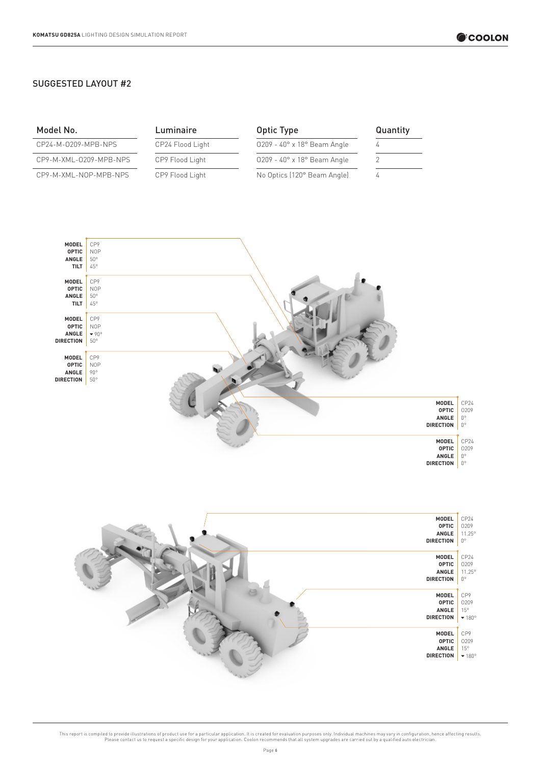## SUGGESTED LAYOUT #2

| Model No. | Luminaire | Optic Type | Quantity |
|---|---|---|---|
| CP24-M-0209-MPB-NPS | CP24 Flood Light | 0209 - 40° x 18° Beam Angle | 4 |
| CP9-M-XML-0209-MPB-NPS | CP9 Flood Light | 0209 - 40° x 18° Beam Angle | 2 |
| CP9-M-XML-N0P-MPB-NPS | CP9 Flood Light | No Optics (120° Beam Angle) | 4 |

**MODEL** CP9
**OPTIC** N0P
**ANGLE** 50°
**TILT** 45°

**MODEL** CP9
**OPTIC** N0P
**ANGLE** 50°
**TILT** 45°

**MODEL** CP9
**OPTIC** N0P
**ANGLE** ▼90°
**DIRECTION** 50°

**MODEL** CP9
**OPTIC** N0P
**ANGLE** 90°
**DIRECTION** 50°

**MODEL** CP24
**OPTIC** 0209
**ANGLE** 0°
**DIRECTION** 0°

**MODEL** CP24
**OPTIC** 0209
**ANGLE** 0°
**DIRECTION** 0°

**MODEL** CP24
**OPTIC** 0209
**ANGLE** 11.25°
**DIRECTION** 0°

**MODEL** CP24
**OPTIC** 0209
**ANGLE** 11.25°
**DIRECTION** 0°

**MODEL** CP9
**OPTIC** 0209
**ANGLE** 15°
**DIRECTION** ▼180°

**MODEL** CP9
**OPTIC** 0209
**ANGLE** 15°
**DIRECTION** ▼180°

This report is compiled to provide illustrations of product use for a particular application. It is created for evaluation purposes only. Individual machines may vary in configuration, hence affecting results. Please contact us to request a specific design for your application. Coolon recommends that all system upgrades are carried out by a qualified auto electrician.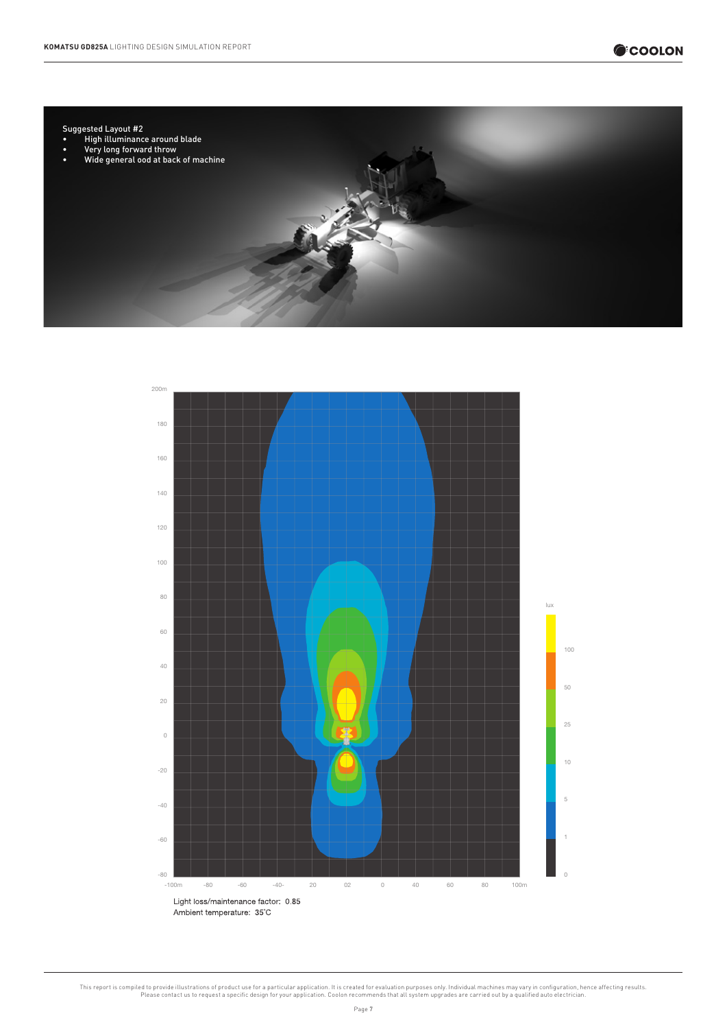Suggested Layout #2

- High illuminance around blade
- Very long forward throw
- Wide general ood at back of machine

Light loss/maintenance factor: 0.85

Ambient temperature: 35˚C

This report is compiled to provide illustrations of product use for a particular application. It is created for evaluation purposes only. Individual machines may vary in configuration, hence affecting results. Please contact us to request a specific design for your application. Coolon recommends that all system upgrades are carried out by a qualified auto electrician.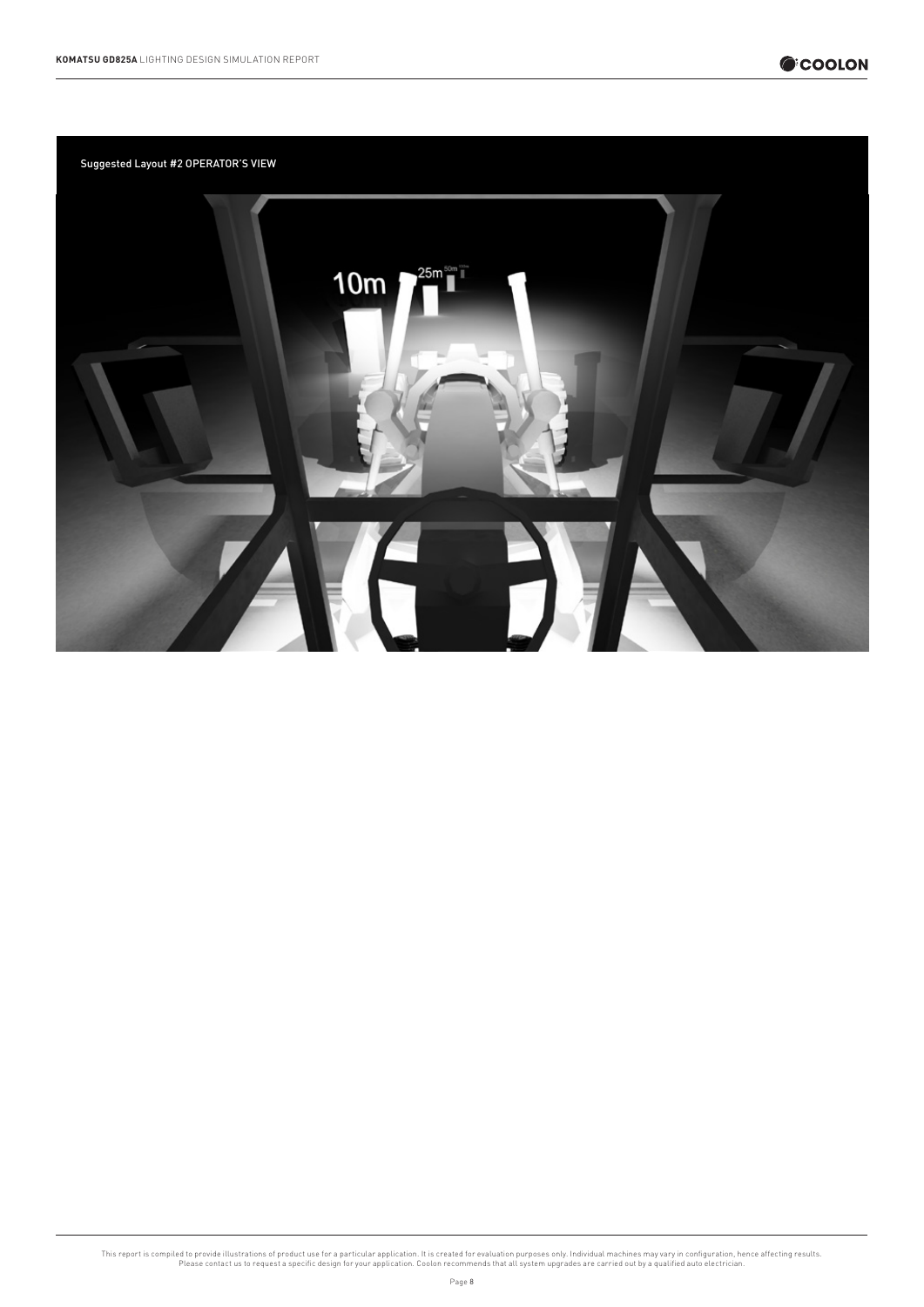Suggested Layout #2 OPERATOR'S VIEW

10m

25m

50m

This report is compiled to provide illustrations of product use for a particular application. It is created for evaluation purposes only. Individual machines may vary in configuration, hence affecting results. Please contact us to request a specific design for your application. Coolon recommends that all system upgrades are carried out by a qualified auto electrician.